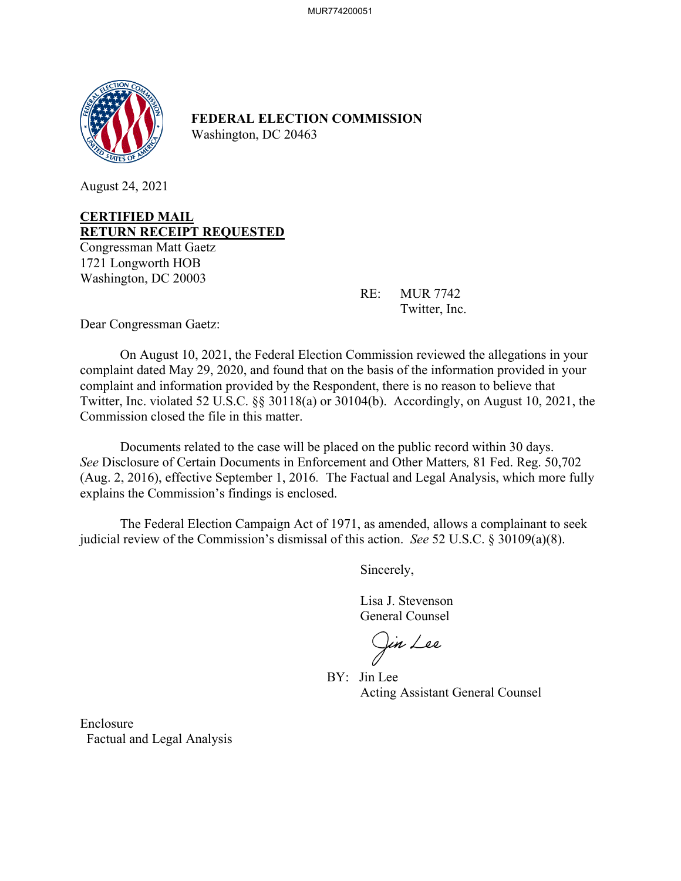**FEDERAL ELECTION COMMISSION**
Washington, DC 20463

August 24, 2021

**CERTIFIED MAIL**
**RETURN RECEIPT REQUESTED**
Congressman Matt Gaetz
1721 Longworth HOB
Washington, DC 20003

RE: MUR 7742
Twitter, Inc.

Dear Congressman Gaetz:

On August 10, 2021, the Federal Election Commission reviewed the allegations in your complaint dated May 29, 2020, and found that on the basis of the information provided in your complaint and information provided by the Respondent, there is no reason to believe that Twitter, Inc. violated 52 U.S.C. §§ 30118(a) or 30104(b). Accordingly, on August 10, 2021, the Commission closed the file in this matter.

Documents related to the case will be placed on the public record within 30 days. *See* Disclosure of Certain Documents in Enforcement and Other Matters, 81 Fed. Reg. 50,702 (Aug. 2, 2016), effective September 1, 2016. The Factual and Legal Analysis, which more fully explains the Commission's findings is enclosed.

The Federal Election Campaign Act of 1971, as amended, allows a complainant to seek judicial review of the Commission's dismissal of this action. *See* 52 U.S.C. § 30109(a)(8).

Sincerely,

Lisa J. Stevenson
General Counsel

BY: Jin Lee
Acting Assistant General Counsel

Enclosure
Factual and Legal Analysis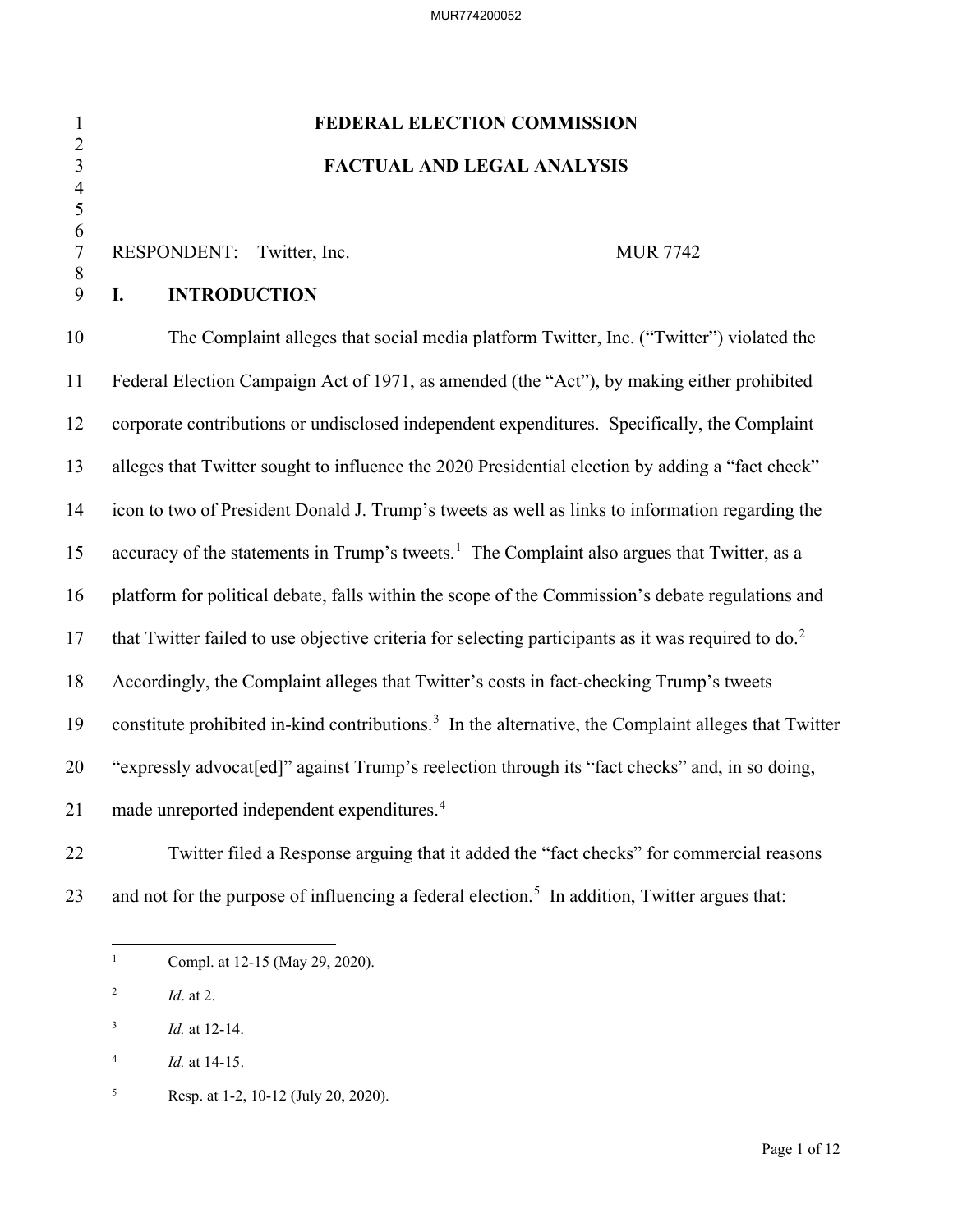# FEDERAL ELECTION COMMISSION

## FACTUAL AND LEGAL ANALYSIS

RESPONDENT: Twitter, Inc. MUR 7742

## I. INTRODUCTION

The Complaint alleges that social media platform Twitter, Inc. ("Twitter") violated the Federal Election Campaign Act of 1971, as amended (the "Act"), by making either prohibited corporate contributions or undisclosed independent expenditures. Specifically, the Complaint alleges that Twitter sought to influence the 2020 Presidential election by adding a "fact check" icon to two of President Donald J. Trump's tweets as well as links to information regarding the accuracy of the statements in Trump's tweets.[1] The Complaint also argues that Twitter, as a platform for political debate, falls within the scope of the Commission's debate regulations and that Twitter failed to use objective criteria for selecting participants as it was required to do.[2] Accordingly, the Complaint alleges that Twitter's costs in fact-checking Trump's tweets constitute prohibited in-kind contributions.[3] In the alternative, the Complaint alleges that Twitter "expressly advocat[ed]" against Trump's reelection through its "fact checks" and, in so doing, made unreported independent expenditures.[4]

Twitter filed a Response arguing that it added the "fact checks" for commercial reasons and not for the purpose of influencing a federal election.[5] In addition, Twitter argues that:

---

[1] Compl. at 12-15 (May 29, 2020).

[2] *Id*. at 2.

[3] *Id.* at 12-14.

[4] *Id.* at 14-15.

[5] Resp. at 1-2, 10-12 (July 20, 2020).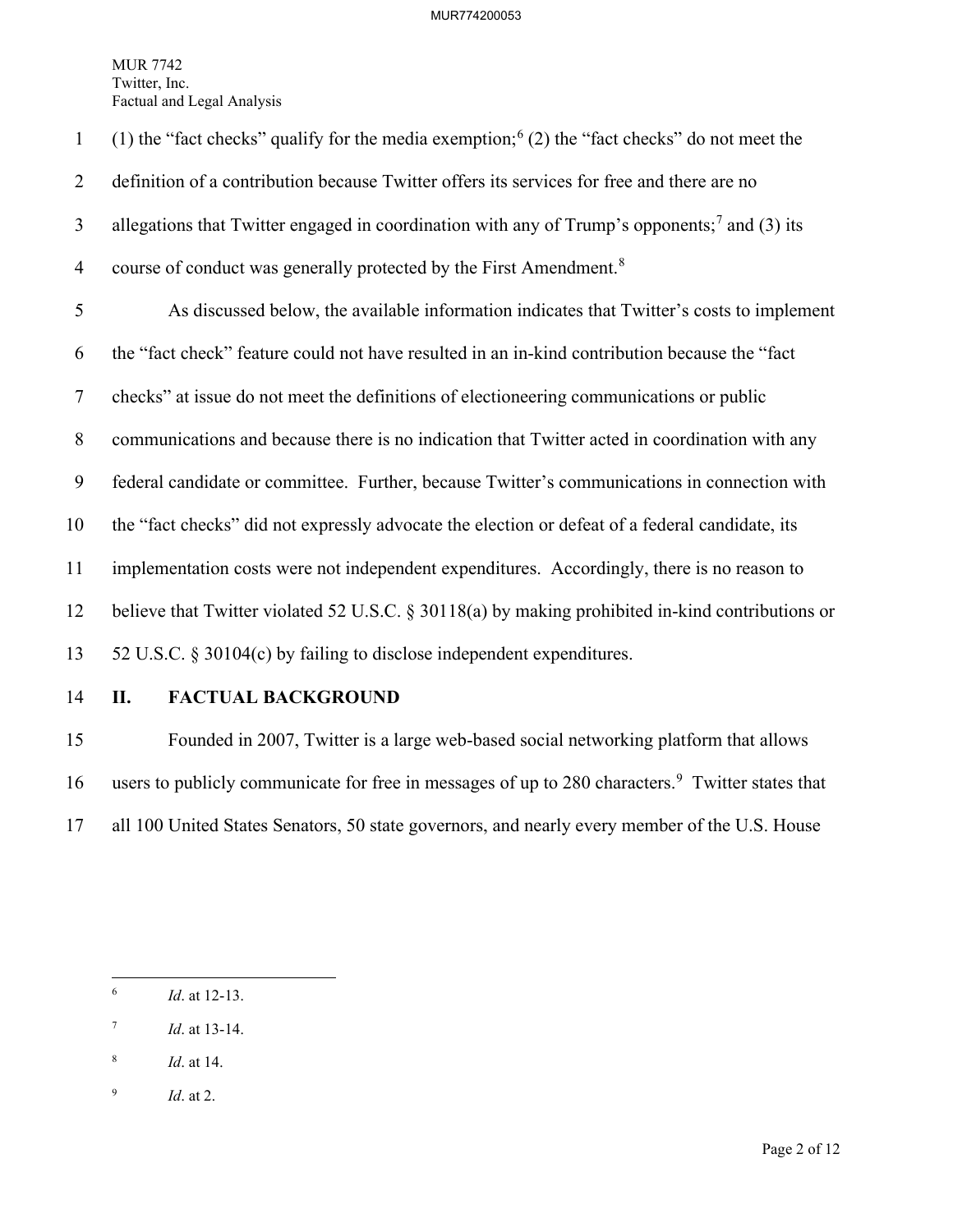(1) the "fact checks" qualify for the media exemption;[6] (2) the "fact checks" do not meet the definition of a contribution because Twitter offers its services for free and there are no allegations that Twitter engaged in coordination with any of Trump's opponents;[7] and (3) its course of conduct was generally protected by the First Amendment.[8]

As discussed below, the available information indicates that Twitter's costs to implement the "fact check" feature could not have resulted in an in-kind contribution because the "fact checks" at issue do not meet the definitions of electioneering communications or public communications and because there is no indication that Twitter acted in coordination with any federal candidate or committee. Further, because Twitter's communications in connection with the "fact checks" did not expressly advocate the election or defeat of a federal candidate, its implementation costs were not independent expenditures. Accordingly, there is no reason to believe that Twitter violated 52 U.S.C. § 30118(a) by making prohibited in-kind contributions or 52 U.S.C. § 30104(c) by failing to disclose independent expenditures.

## II. FACTUAL BACKGROUND

Founded in 2007, Twitter is a large web-based social networking platform that allows users to publicly communicate for free in messages of up to 280 characters.[9] Twitter states that all 100 United States Senators, 50 state governors, and nearly every member of the U.S. House

---

[6] *Id*. at 12-13.

[7] *Id*. at 13-14.

[8] *Id*. at 14.

[9] *Id*. at 2.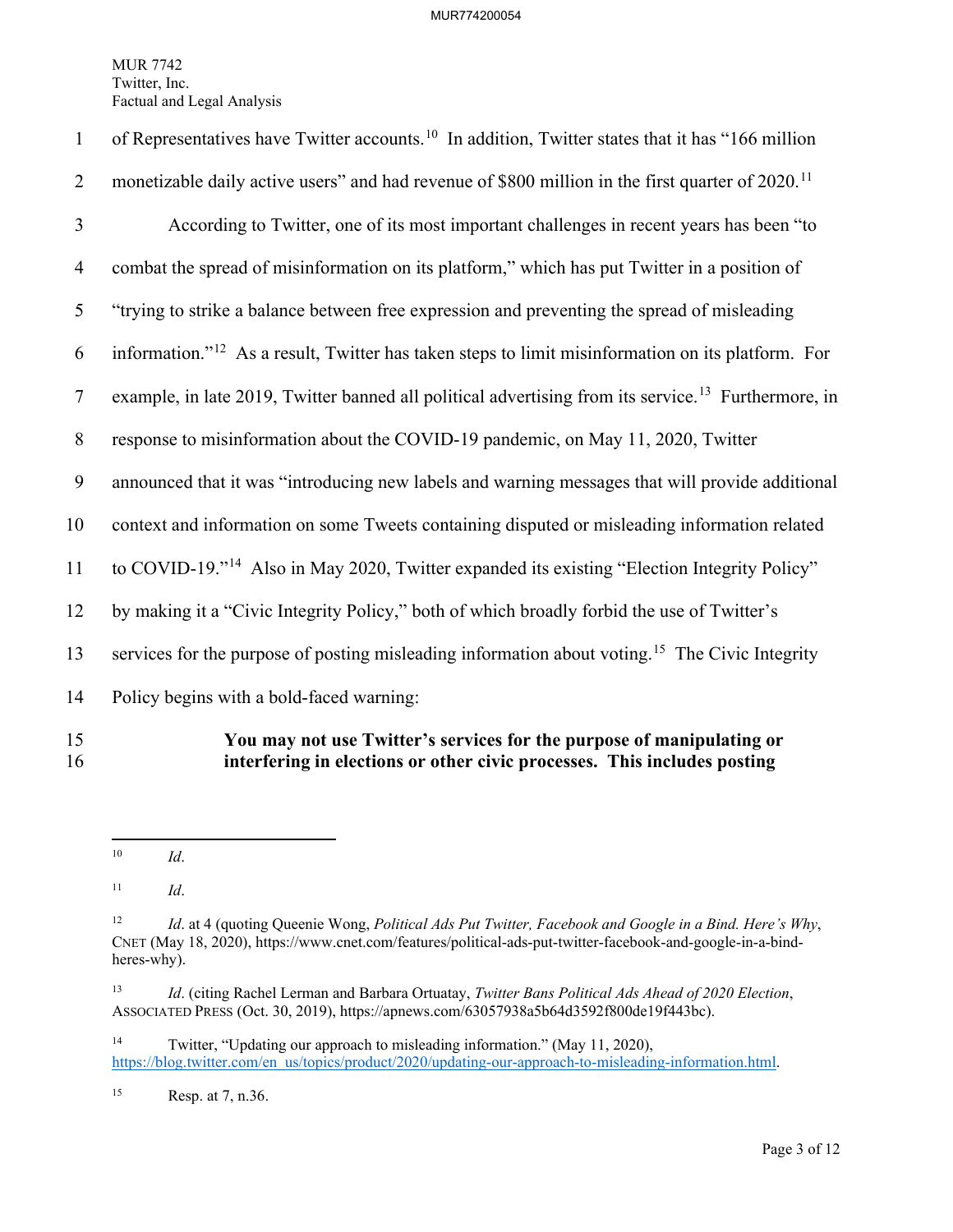of Representatives have Twitter accounts.[10] In addition, Twitter states that it has "166 million monetizable daily active users" and had revenue of $800 million in the first quarter of 2020.[11]

According to Twitter, one of its most important challenges in recent years has been "to combat the spread of misinformation on its platform," which has put Twitter in a position of "trying to strike a balance between free expression and preventing the spread of misleading information."[12] As a result, Twitter has taken steps to limit misinformation on its platform. For example, in late 2019, Twitter banned all political advertising from its service.[13] Furthermore, in response to misinformation about the COVID-19 pandemic, on May 11, 2020, Twitter announced that it was "introducing new labels and warning messages that will provide additional context and information on some Tweets containing disputed or misleading information related to COVID-19."[14] Also in May 2020, Twitter expanded its existing "Election Integrity Policy" by making it a "Civic Integrity Policy," both of which broadly forbid the use of Twitter's services for the purpose of posting misleading information about voting.[15] The Civic Integrity Policy begins with a bold-faced warning:

> **You may not use Twitter's services for the purpose of manipulating or interfering in elections or other civic processes. This includes posting**

---

[10] *Id*.

[11] *Id*.

[12] *Id*. at 4 (quoting Queenie Wong, *Political Ads Put Twitter, Facebook and Google in a Bind. Here's Why*, CNET (May 18, 2020), https://www.cnet.com/features/political-ads-put-twitter-facebook-and-google-in-a-bind-heres-why).

[13] *Id*. (citing Rachel Lerman and Barbara Ortuatay, *Twitter Bans Political Ads Ahead of 2020 Election*, ASSOCIATED PRESS (Oct. 30, 2019), https://apnews.com/63057938a5b64d3592f800de19f443bc).

[14] Twitter, "Updating our approach to misleading information." (May 11, 2020), https://blog.twitter.com/en_us/topics/product/2020/updating-our-approach-to-misleading-information.html.

[15] Resp. at 7, n.36.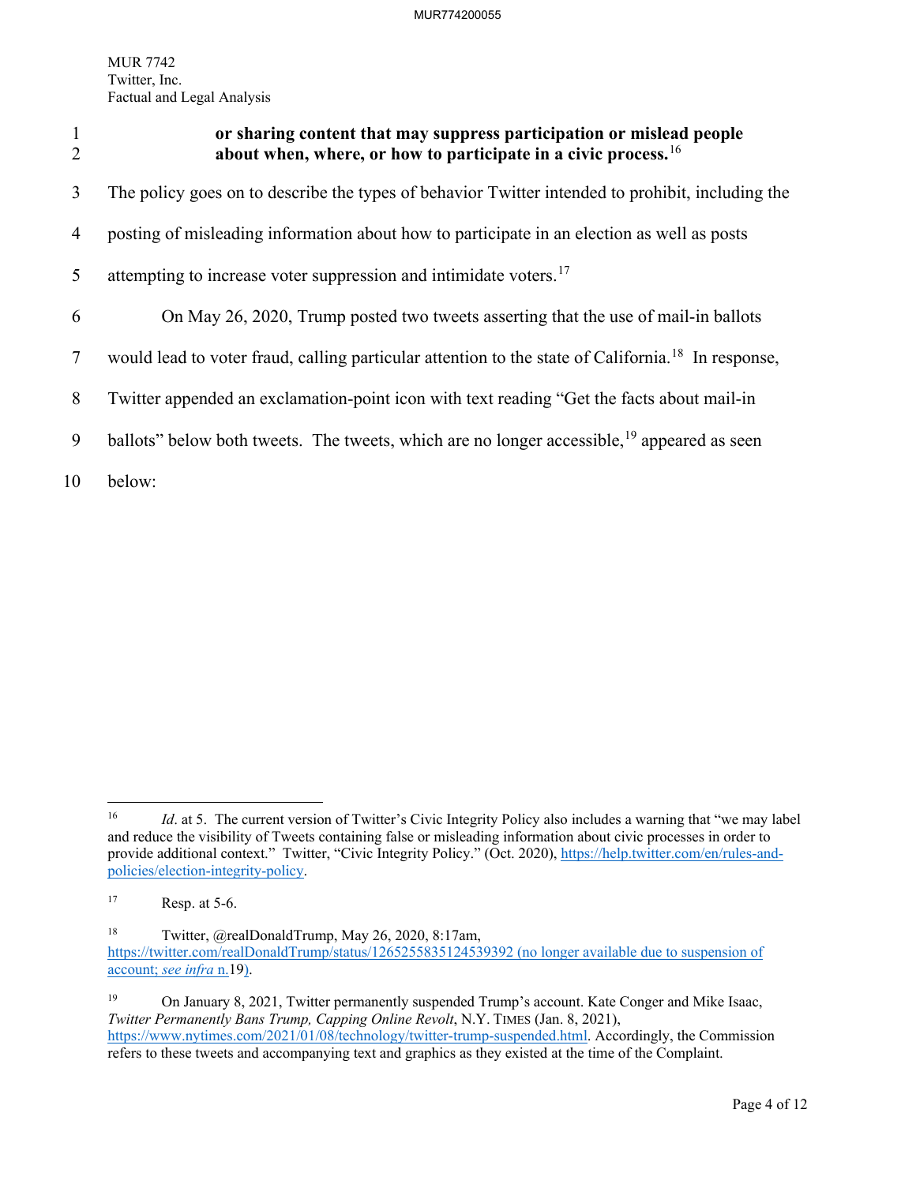**or sharing content that may suppress participation or mislead people about when, where, or how to participate in a civic process.**[16]

The policy goes on to describe the types of behavior Twitter intended to prohibit, including the posting of misleading information about how to participate in an election as well as posts attempting to increase voter suppression and intimidate voters.[17]

On May 26, 2020, Trump posted two tweets asserting that the use of mail-in ballots would lead to voter fraud, calling particular attention to the state of California.[18] In response, Twitter appended an exclamation-point icon with text reading "Get the facts about mail-in ballots" below both tweets. The tweets, which are no longer accessible,[19] appeared as seen below:

---

[16] *Id*. at 5. The current version of Twitter's Civic Integrity Policy also includes a warning that "we may label and reduce the visibility of Tweets containing false or misleading information about civic processes in order to provide additional context." Twitter, "Civic Integrity Policy." (Oct. 2020), https://help.twitter.com/en/rules-and-policies/election-integrity-policy.

[17] Resp. at 5-6.

[18] Twitter, @realDonaldTrump, May 26, 2020, 8:17am, https://twitter.com/realDonaldTrump/status/1265255835124539392 (no longer available due to suspension of account; *see infra* n.19).

[19] On January 8, 2021, Twitter permanently suspended Trump's account. Kate Conger and Mike Isaac, *Twitter Permanently Bans Trump, Capping Online Revolt*, N.Y. TIMES (Jan. 8, 2021), https://www.nytimes.com/2021/01/08/technology/twitter-trump-suspended.html. Accordingly, the Commission refers to these tweets and accompanying text and graphics as they existed at the time of the Complaint.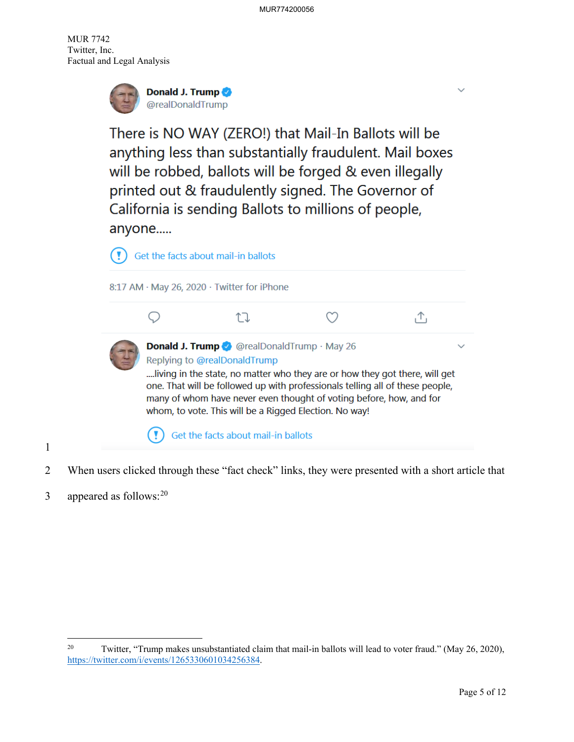Donald J. Trump
@realDonaldTrump

There is NO WAY (ZERO!) that Mail-In Ballots will be anything less than substantially fraudulent. Mail boxes will be robbed, ballots will be forged & even illegally printed out & fraudulently signed. The Governor of California is sending Ballots to millions of people, anyone.....

Get the facts about mail-in ballots

8:17 AM · May 26, 2020 · Twitter for iPhone

Donald J. Trump @realDonaldTrump · May 26
Replying to @realDonaldTrump
....living in the state, no matter who they are or how they got there, will get one. That will be followed up with professionals telling all of these people, many of whom have never even thought of voting before, how, and for whom, to vote. This will be a Rigged Election. No way!

Get the facts about mail-in ballots

When users clicked through these "fact check" links, they were presented with a short article that appeared as follows:[20]

---

[20] Twitter, "Trump makes unsubstantiated claim that mail-in ballots will lead to voter fraud." (May 26, 2020), https://twitter.com/i/events/1265330601034256384.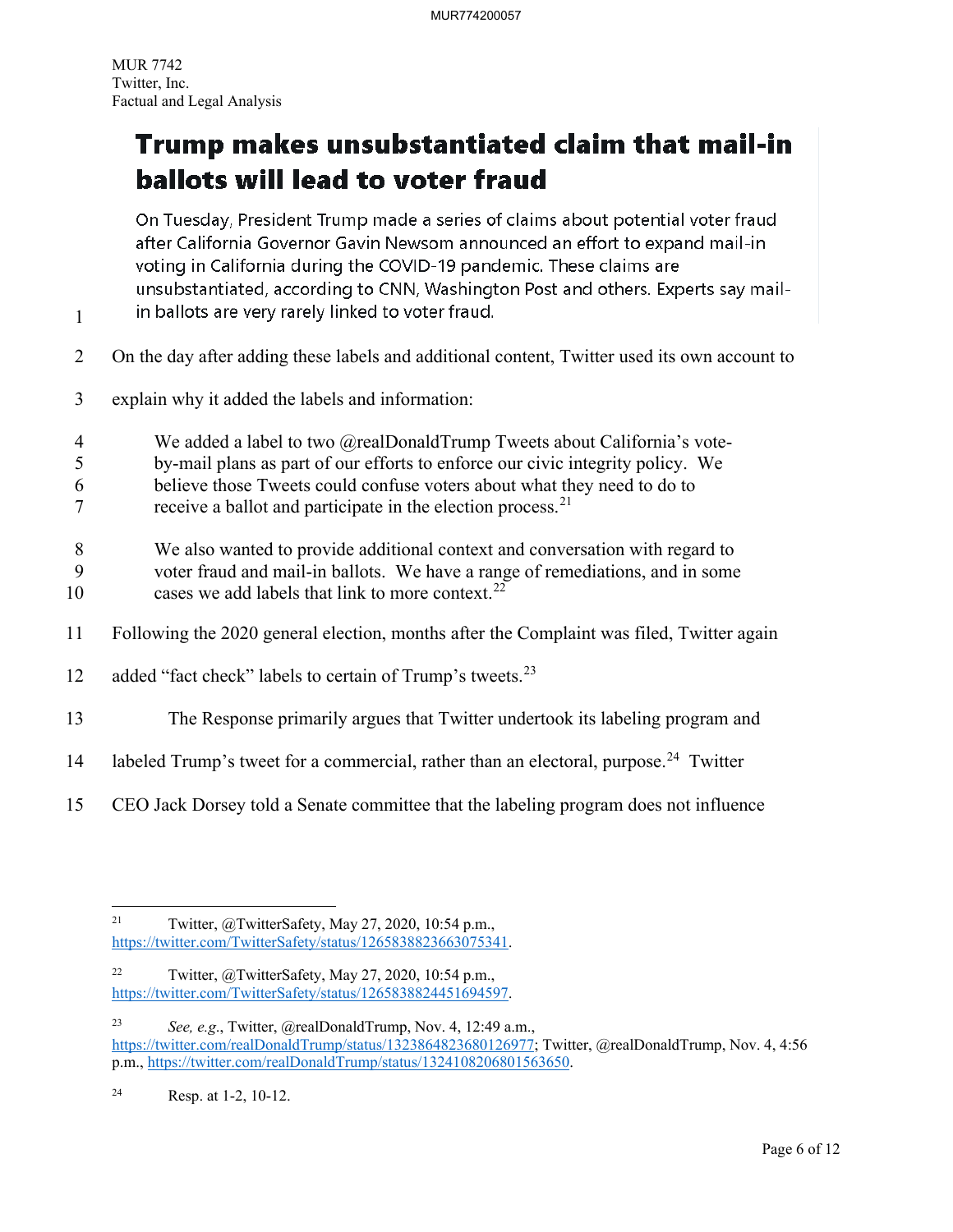## Trump makes unsubstantiated claim that mail-in ballots will lead to voter fraud

On Tuesday, President Trump made a series of claims about potential voter fraud after California Governor Gavin Newsom announced an effort to expand mail-in voting in California during the COVID-19 pandemic. These claims are unsubstantiated, according to CNN, Washington Post and others. Experts say mail-in ballots are very rarely linked to voter fraud.

On the day after adding these labels and additional content, Twitter used its own account to explain why it added the labels and information:

> We added a label to two @realDonaldTrump Tweets about California's vote-by-mail plans as part of our efforts to enforce our civic integrity policy. We believe those Tweets could confuse voters about what they need to do to receive a ballot and participate in the election process.[21]
>
> We also wanted to provide additional context and conversation with regard to voter fraud and mail-in ballots. We have a range of remediations, and in some cases we add labels that link to more context.[22]

Following the 2020 general election, months after the Complaint was filed, Twitter again added "fact check" labels to certain of Trump's tweets.[23]

The Response primarily argues that Twitter undertook its labeling program and labeled Trump's tweet for a commercial, rather than an electoral, purpose.[24] Twitter CEO Jack Dorsey told a Senate committee that the labeling program does not influence

---

[21] Twitter, @TwitterSafety, May 27, 2020, 10:54 p.m., https://twitter.com/TwitterSafety/status/1265838823663075341.

[22] Twitter, @TwitterSafety, May 27, 2020, 10:54 p.m., https://twitter.com/TwitterSafety/status/1265838824451694597.

[23] *See, e.g.*, Twitter, @realDonaldTrump, Nov. 4, 12:49 a.m., https://twitter.com/realDonaldTrump/status/1323864823680126977; Twitter, @realDonaldTrump, Nov. 4, 4:56 p.m., https://twitter.com/realDonaldTrump/status/1324108206801563650.

[24] Resp. at 1-2, 10-12.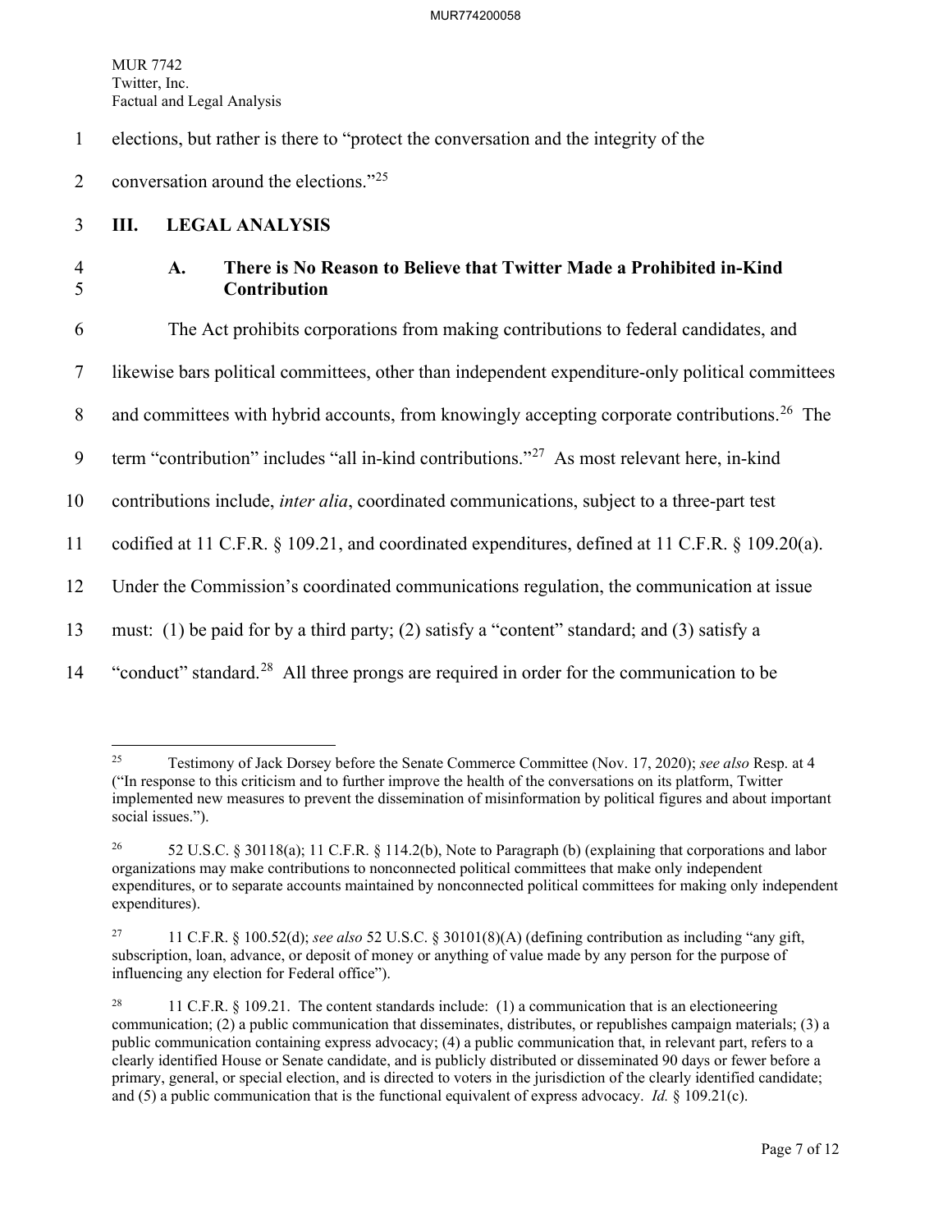elections, but rather is there to "protect the conversation and the integrity of the conversation around the elections."[25]

## III. LEGAL ANALYSIS

### A. There is No Reason to Believe that Twitter Made a Prohibited in-Kind Contribution

The Act prohibits corporations from making contributions to federal candidates, and likewise bars political committees, other than independent expenditure-only political committees and committees with hybrid accounts, from knowingly accepting corporate contributions.[26] The term "contribution" includes "all in-kind contributions."[27] As most relevant here, in-kind contributions include, *inter alia*, coordinated communications, subject to a three-part test codified at 11 C.F.R. § 109.21, and coordinated expenditures, defined at 11 C.F.R. § 109.20(a). Under the Commission's coordinated communications regulation, the communication at issue must: (1) be paid for by a third party; (2) satisfy a "content" standard; and (3) satisfy a "conduct" standard.[28] All three prongs are required in order for the communication to be

---

[25] Testimony of Jack Dorsey before the Senate Commerce Committee (Nov. 17, 2020); *see also* Resp. at 4 ("In response to this criticism and to further improve the health of the conversations on its platform, Twitter implemented new measures to prevent the dissemination of misinformation by political figures and about important social issues.").

[26] 52 U.S.C. § 30118(a); 11 C.F.R. § 114.2(b), Note to Paragraph (b) (explaining that corporations and labor organizations may make contributions to nonconnected political committees that make only independent expenditures, or to separate accounts maintained by nonconnected political committees for making only independent expenditures).

[27] 11 C.F.R. § 100.52(d); *see also* 52 U.S.C. § 30101(8)(A) (defining contribution as including "any gift, subscription, loan, advance, or deposit of money or anything of value made by any person for the purpose of influencing any election for Federal office").

[28] 11 C.F.R. § 109.21. The content standards include: (1) a communication that is an electioneering communication; (2) a public communication that disseminates, distributes, or republishes campaign materials; (3) a public communication containing express advocacy; (4) a public communication that, in relevant part, refers to a clearly identified House or Senate candidate, and is publicly distributed or disseminated 90 days or fewer before a primary, general, or special election, and is directed to voters in the jurisdiction of the clearly identified candidate; and (5) a public communication that is the functional equivalent of express advocacy. *Id.* § 109.21(c).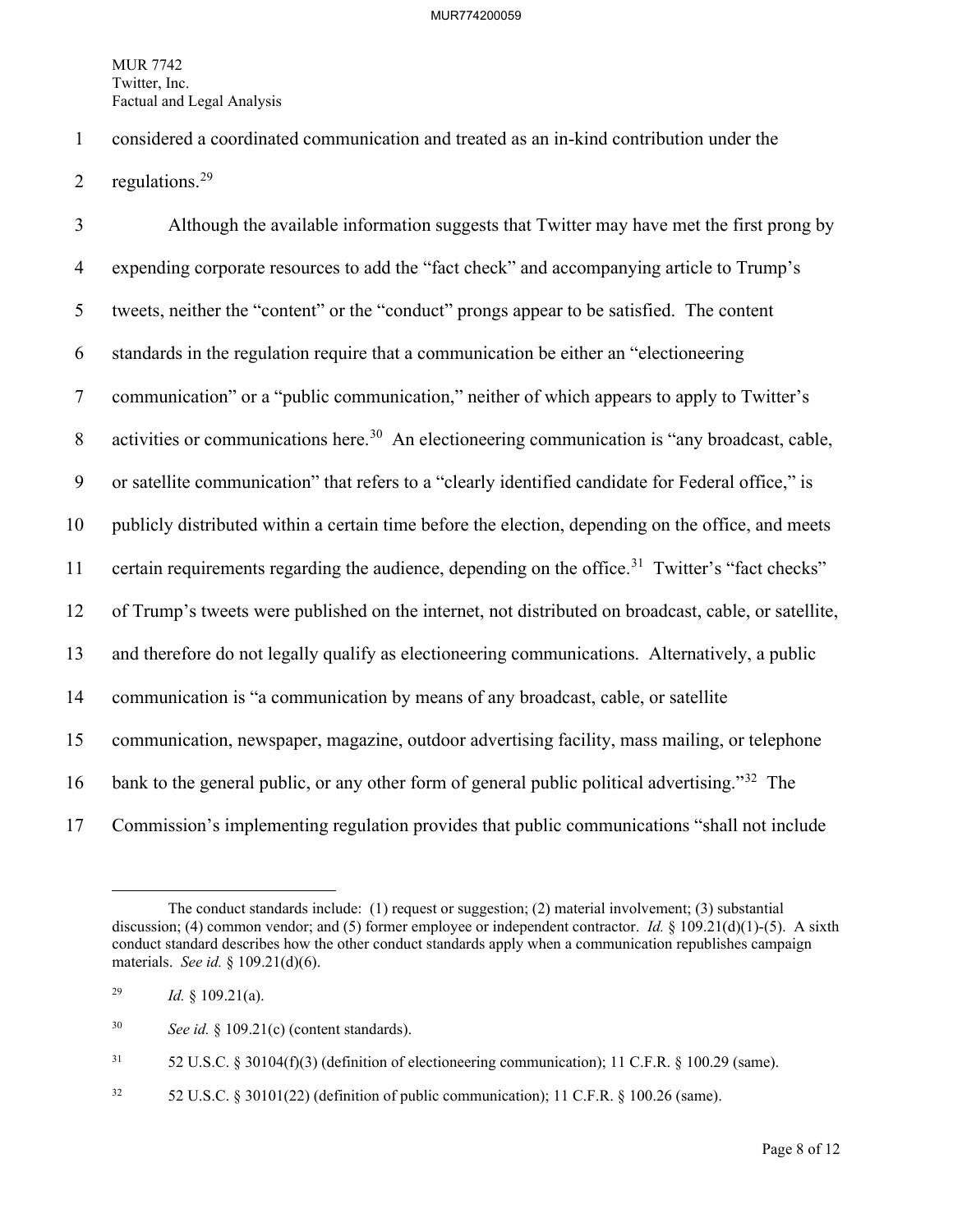considered a coordinated communication and treated as an in-kind contribution under the regulations.[29]

Although the available information suggests that Twitter may have met the first prong by expending corporate resources to add the "fact check" and accompanying article to Trump's tweets, neither the "content" or the "conduct" prongs appear to be satisfied. The content standards in the regulation require that a communication be either an "electioneering communication" or a "public communication," neither of which appears to apply to Twitter's activities or communications here.[30] An electioneering communication is "any broadcast, cable, or satellite communication" that refers to a "clearly identified candidate for Federal office," is publicly distributed within a certain time before the election, depending on the office, and meets certain requirements regarding the audience, depending on the office.[31] Twitter's "fact checks" of Trump's tweets were published on the internet, not distributed on broadcast, cable, or satellite, and therefore do not legally qualify as electioneering communications. Alternatively, a public communication is "a communication by means of any broadcast, cable, or satellite communication, newspaper, magazine, outdoor advertising facility, mass mailing, or telephone bank to the general public, or any other form of general public political advertising."[32] The Commission's implementing regulation provides that public communications "shall not include

---

The conduct standards include: (1) request or suggestion; (2) material involvement; (3) substantial discussion; (4) common vendor; and (5) former employee or independent contractor. *Id.* § 109.21(d)(1)-(5). A sixth conduct standard describes how the other conduct standards apply when a communication republishes campaign materials. *See id.* § 109.21(d)(6).

[29] *Id.* § 109.21(a).

[30] *See id.* § 109.21(c) (content standards).

[31] 52 U.S.C. § 30104(f)(3) (definition of electioneering communication); 11 C.F.R. § 100.29 (same).

[32] 52 U.S.C. § 30101(22) (definition of public communication); 11 C.F.R. § 100.26 (same).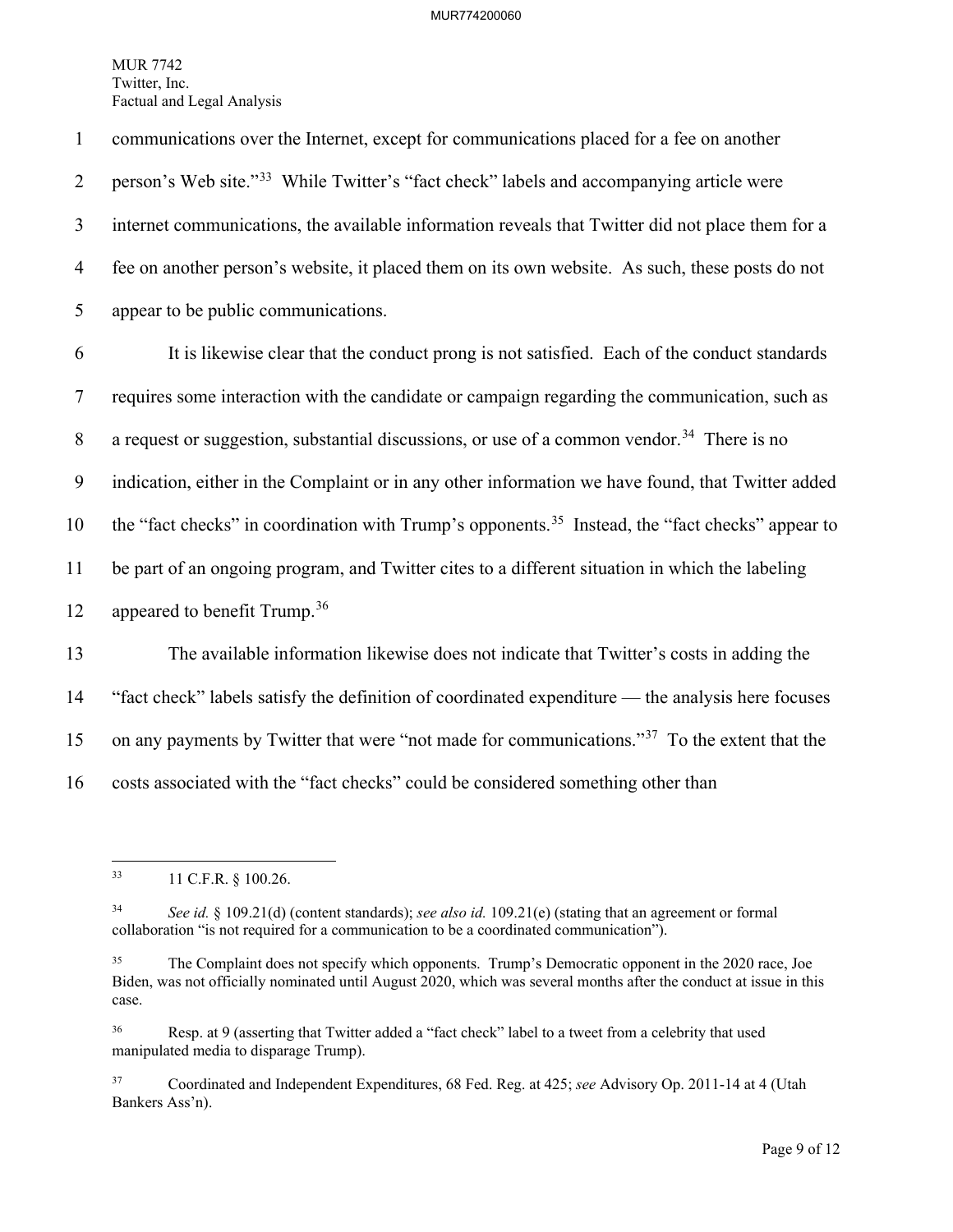communications over the Internet, except for communications placed for a fee on another person's Web site."[33] While Twitter's "fact check" labels and accompanying article were internet communications, the available information reveals that Twitter did not place them for a fee on another person's website, it placed them on its own website. As such, these posts do not appear to be public communications.

It is likewise clear that the conduct prong is not satisfied. Each of the conduct standards requires some interaction with the candidate or campaign regarding the communication, such as a request or suggestion, substantial discussions, or use of a common vendor.[34] There is no indication, either in the Complaint or in any other information we have found, that Twitter added the "fact checks" in coordination with Trump's opponents.[35] Instead, the "fact checks" appear to be part of an ongoing program, and Twitter cites to a different situation in which the labeling appeared to benefit Trump.[36]

The available information likewise does not indicate that Twitter's costs in adding the "fact check" labels satisfy the definition of coordinated expenditure — the analysis here focuses on any payments by Twitter that were "not made for communications."[37] To the extent that the costs associated with the "fact checks" could be considered something other than

---

[33] 11 C.F.R. § 100.26.

[34] *See id.* § 109.21(d) (content standards); *see also id.* 109.21(e) (stating that an agreement or formal collaboration "is not required for a communication to be a coordinated communication").

[35] The Complaint does not specify which opponents. Trump's Democratic opponent in the 2020 race, Joe Biden, was not officially nominated until August 2020, which was several months after the conduct at issue in this case.

[36] Resp. at 9 (asserting that Twitter added a "fact check" label to a tweet from a celebrity that used manipulated media to disparage Trump).

[37] Coordinated and Independent Expenditures, 68 Fed. Reg. at 425; *see* Advisory Op. 2011-14 at 4 (Utah Bankers Ass'n).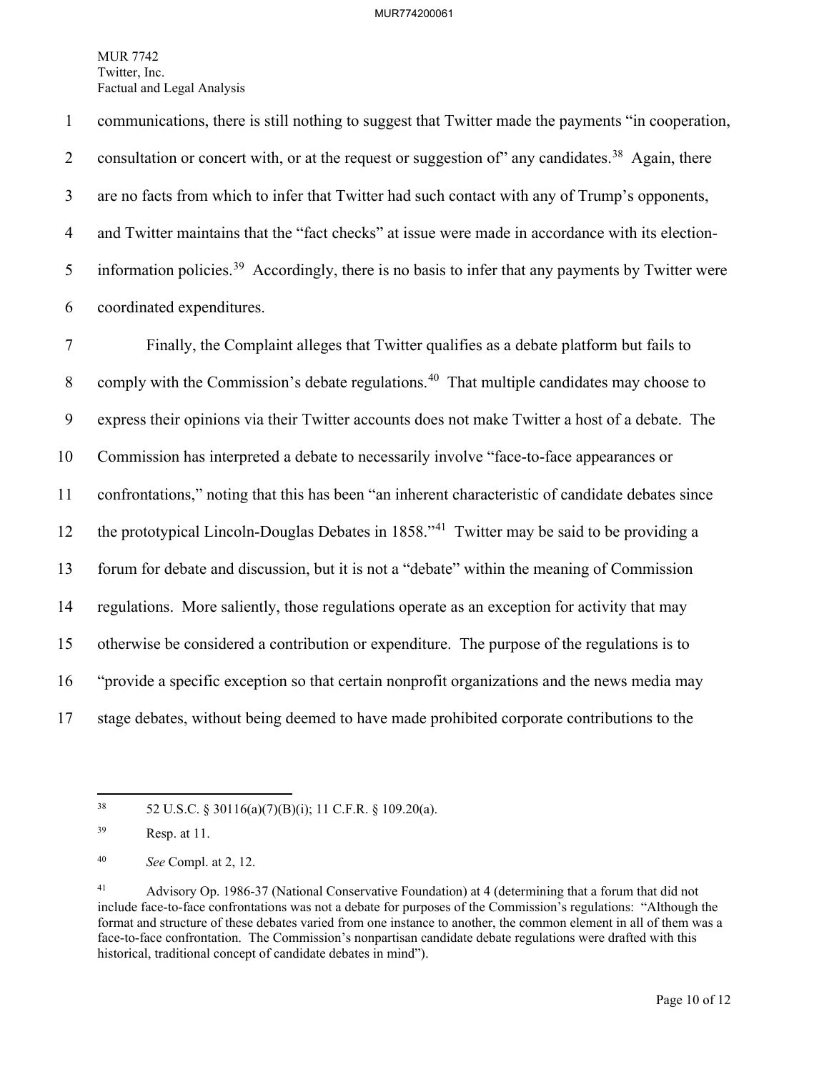communications, there is still nothing to suggest that Twitter made the payments "in cooperation, consultation or concert with, or at the request or suggestion of" any candidates.[38] Again, there are no facts from which to infer that Twitter had such contact with any of Trump's opponents, and Twitter maintains that the "fact checks" at issue were made in accordance with its election-information policies.[39] Accordingly, there is no basis to infer that any payments by Twitter were coordinated expenditures.

Finally, the Complaint alleges that Twitter qualifies as a debate platform but fails to comply with the Commission's debate regulations.[40] That multiple candidates may choose to express their opinions via their Twitter accounts does not make Twitter a host of a debate. The Commission has interpreted a debate to necessarily involve "face-to-face appearances or confrontations," noting that this has been "an inherent characteristic of candidate debates since the prototypical Lincoln-Douglas Debates in 1858."[41] Twitter may be said to be providing a forum for debate and discussion, but it is not a "debate" within the meaning of Commission regulations. More saliently, those regulations operate as an exception for activity that may otherwise be considered a contribution or expenditure. The purpose of the regulations is to "provide a specific exception so that certain nonprofit organizations and the news media may stage debates, without being deemed to have made prohibited corporate contributions to the

---

[38] 52 U.S.C. § 30116(a)(7)(B)(i); 11 C.F.R. § 109.20(a).

[39] Resp. at 11.

[40] *See* Compl. at 2, 12.

[41] Advisory Op. 1986-37 (National Conservative Foundation) at 4 (determining that a forum that did not include face-to-face confrontations was not a debate for purposes of the Commission's regulations: "Although the format and structure of these debates varied from one instance to another, the common element in all of them was a face-to-face confrontation. The Commission's nonpartisan candidate debate regulations were drafted with this historical, traditional concept of candidate debates in mind").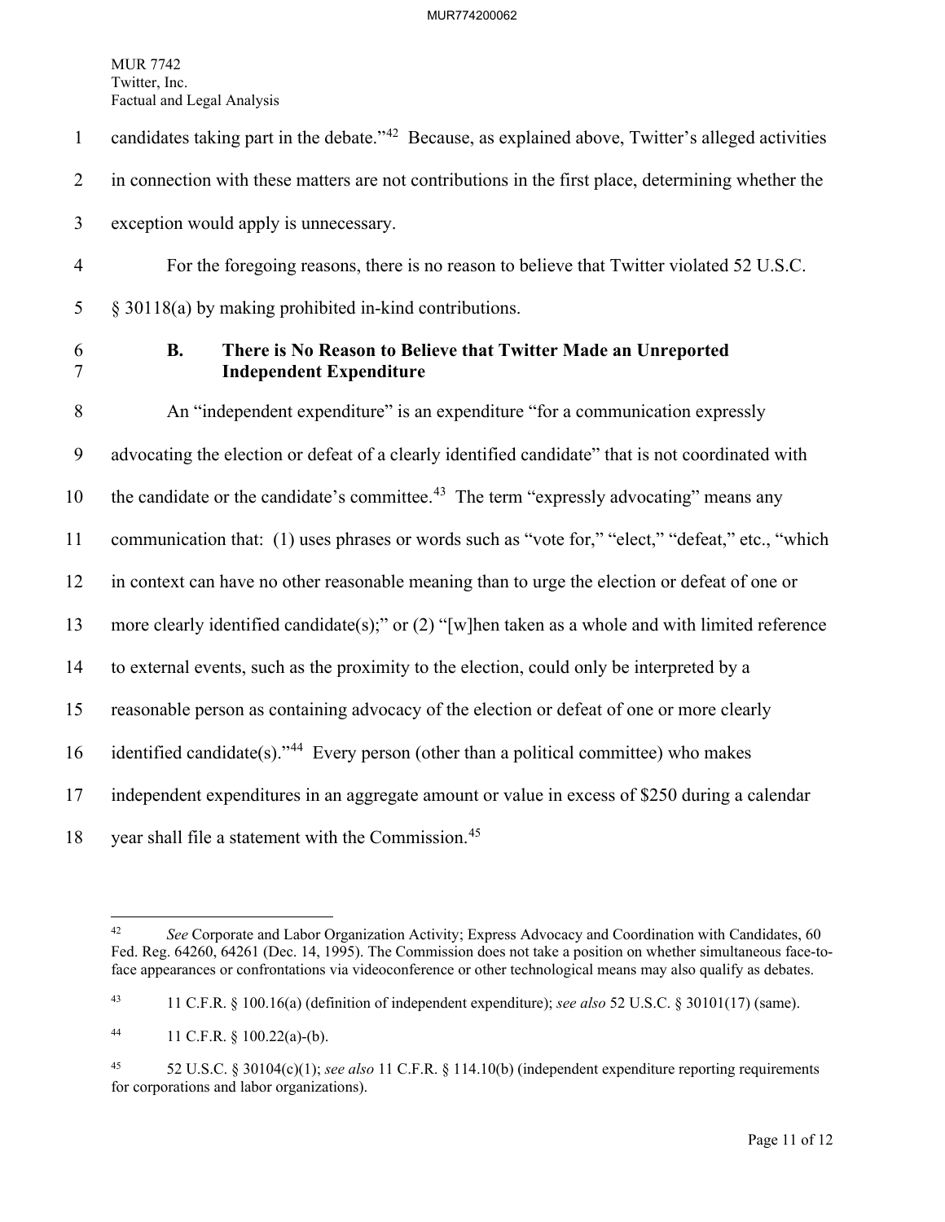candidates taking part in the debate."[42] Because, as explained above, Twitter's alleged activities in connection with these matters are not contributions in the first place, determining whether the exception would apply is unnecessary.

For the foregoing reasons, there is no reason to believe that Twitter violated 52 U.S.C. § 30118(a) by making prohibited in-kind contributions.

### B. There is No Reason to Believe that Twitter Made an Unreported Independent Expenditure

An "independent expenditure" is an expenditure "for a communication expressly advocating the election or defeat of a clearly identified candidate" that is not coordinated with the candidate or the candidate's committee.[43] The term "expressly advocating" means any communication that: (1) uses phrases or words such as "vote for," "elect," "defeat," etc., "which in context can have no other reasonable meaning than to urge the election or defeat of one or more clearly identified candidate(s);" or (2) "[w]hen taken as a whole and with limited reference to external events, such as the proximity to the election, could only be interpreted by a reasonable person as containing advocacy of the election or defeat of one or more clearly identified candidate(s)."[44] Every person (other than a political committee) who makes independent expenditures in an aggregate amount or value in excess of $250 during a calendar year shall file a statement with the Commission.[45]

---

[42] *See* Corporate and Labor Organization Activity; Express Advocacy and Coordination with Candidates, 60 Fed. Reg. 64260, 64261 (Dec. 14, 1995). The Commission does not take a position on whether simultaneous face-to-face appearances or confrontations via videoconference or other technological means may also qualify as debates.

[43] 11 C.F.R. § 100.16(a) (definition of independent expenditure); *see also* 52 U.S.C. § 30101(17) (same).

[44] 11 C.F.R. § 100.22(a)-(b).

[45] 52 U.S.C. § 30104(c)(1); *see also* 11 C.F.R. § 114.10(b) (independent expenditure reporting requirements for corporations and labor organizations).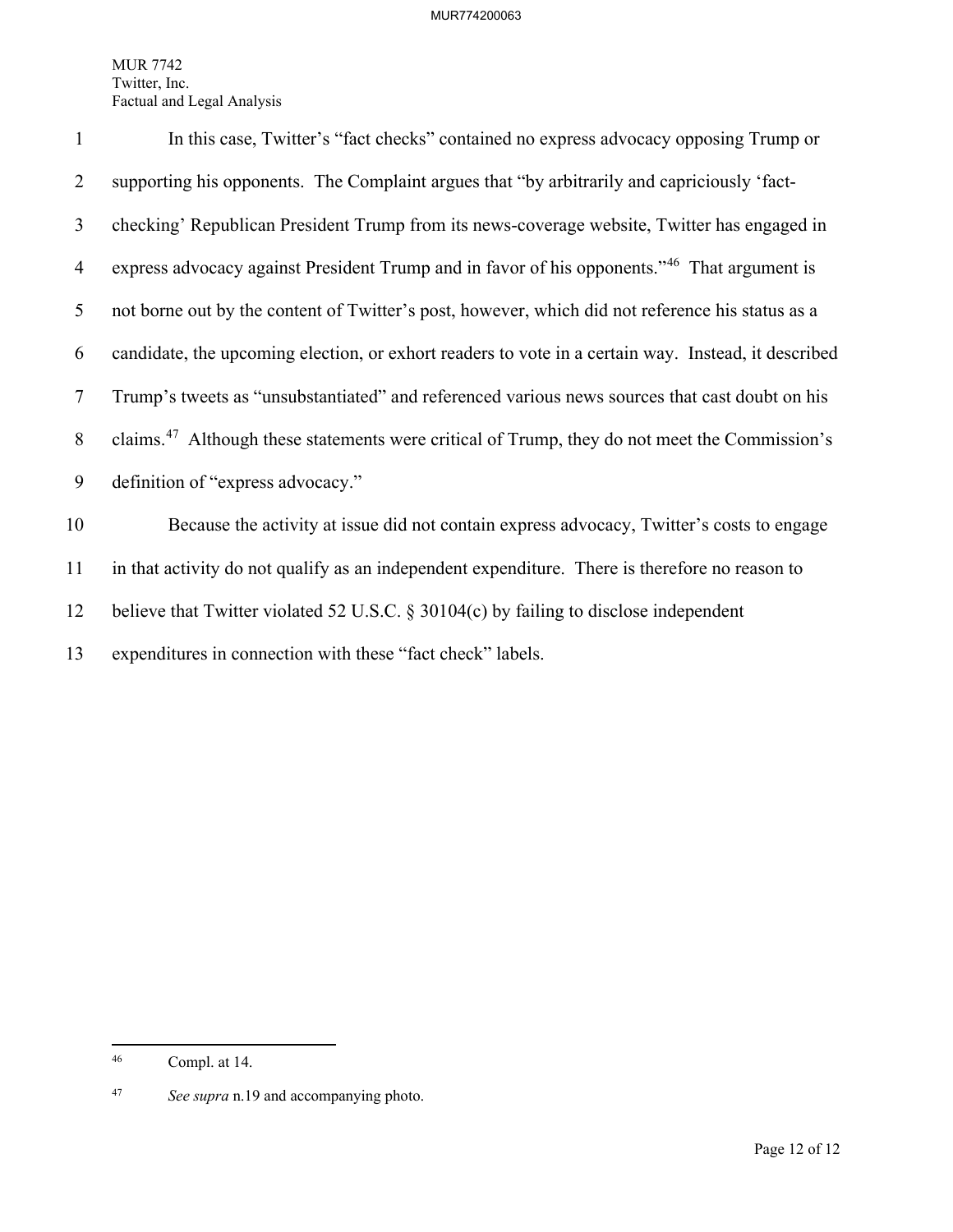In this case, Twitter's "fact checks" contained no express advocacy opposing Trump or supporting his opponents. The Complaint argues that "by arbitrarily and capriciously 'fact-checking' Republican President Trump from its news-coverage website, Twitter has engaged in express advocacy against President Trump and in favor of his opponents."[46] That argument is not borne out by the content of Twitter's post, however, which did not reference his status as a candidate, the upcoming election, or exhort readers to vote in a certain way. Instead, it described Trump's tweets as "unsubstantiated" and referenced various news sources that cast doubt on his claims.[47] Although these statements were critical of Trump, they do not meet the Commission's definition of "express advocacy."

Because the activity at issue did not contain express advocacy, Twitter's costs to engage in that activity do not qualify as an independent expenditure. There is therefore no reason to believe that Twitter violated 52 U.S.C. § 30104(c) by failing to disclose independent expenditures in connection with these "fact check" labels.

---

[46] Compl. at 14.

[47] *See supra* n.19 and accompanying photo.